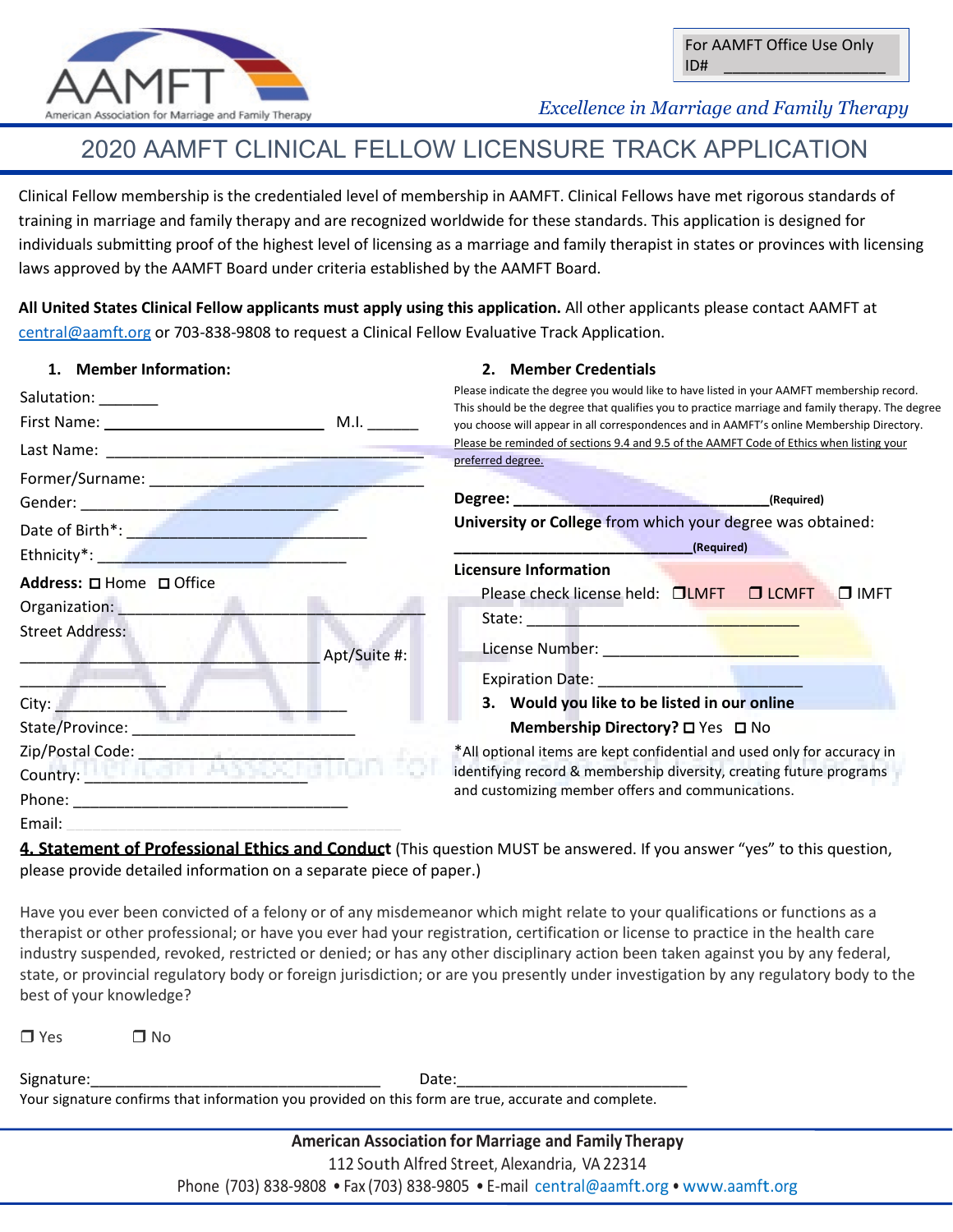AAMFT
American Association for Marriage and Family Therapy

For AAMFT Office Use Only
ID# ________________

*Excellence in Marriage and Family Therapy*

# 2020 AAMFT CLINICAL FELLOW LICENSURE TRACK APPLICATION

Clinical Fellow membership is the credentialed level of membership in AAMFT. Clinical Fellows have met rigorous standards of training in marriage and family therapy and are recognized worldwide for these standards. This application is designed for individuals submitting proof of the highest level of licensing as a marriage and family therapist in states or provinces with licensing laws approved by the AAMFT Board under criteria established by the AAMFT Board.

**All United States Clinical Fellow applicants must apply using this application.** All other applicants please contact AAMFT at central@aamft.org or 703-838-9808 to request a Clinical Fellow Evaluative Track Application.

## 1. Member Information:

Salutation: _______

First Name: __________________________ M.I. ______

Last Name: ______________________________________

Former/Surname: _________________________________

Gender: ________________________________

Date of Birth*: _____________________________

Ethnicity*: ____________________________

**Address:** ☐ Home ☐ Office

Organization: ___________________________________

Street Address:

__________________________________ Apt/Suite #: _________________

City: ___________________________________

State/Province: __________________________

Zip/Postal Code: __________________________

Country: __________________________

Phone: _________________________________

Email: _________________________________

## 2. Member Credentials

Please indicate the degree you would like to have listed in your AAMFT membership record. This should be the degree that qualifies you to practice marriage and family therapy. The degree you choose will appear in all correspondences and in AAMFT's online Membership Directory. Please be reminded of sections 9.4 and 9.5 of the AAMFT Code of Ethics when listing your preferred degree.

**Degree:** ______________________________**(Required)**

**University or College** from which your degree was obtained:

____________________________**(Required)**

**Licensure Information**

Please check license held: ☐ LMFT ☐ LCMFT ☐ IMFT

State: _______________________________

License Number: _______________________

Expiration Date: ________________________

## 3. Would you like to be listed in our online Membership Directory? ☐ Yes ☐ No

*All optional items are kept confidential and used only for accuracy in identifying record & membership diversity, creating future programs and customizing member offers and communications.

## 4. Statement of Professional Ethics and Conduct

(This question MUST be answered. If you answer "yes" to this question, please provide detailed information on a separate piece of paper.)

Have you ever been convicted of a felony or of any misdemeanor which might relate to your qualifications or functions as a therapist or other professional; or have you ever had your registration, certification or license to practice in the health care industry suspended, revoked, restricted or denied; or has any other disciplinary action been taken against you by any federal, state, or provincial regulatory body or foreign jurisdiction; or are you presently under investigation by any regulatory body to the best of your knowledge?

☐ Yes ☐ No

Signature:__________________________________ Date:__________________________

Your signature confirms that information you provided on this form are true, accurate and complete.

**American Association for Marriage and Family Therapy**

112 South Alfred Street, Alexandria, VA 22314

Phone (703) 838-9808 • Fax (703) 838-9805 • E-mail central@aamft.org • www.aamft.org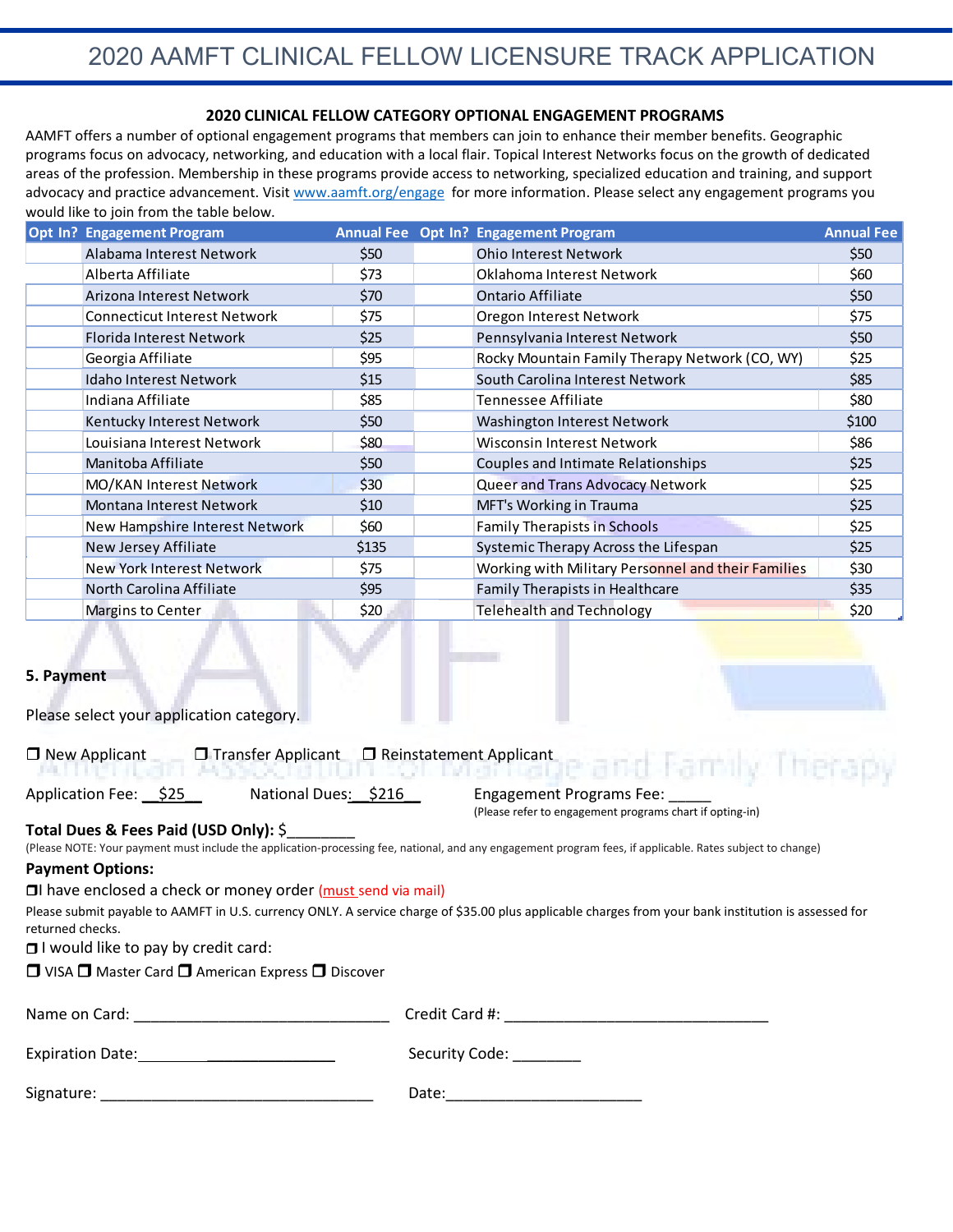// 2020 AAMFT CLINICAL FELLOW LICENSURE TRACK APPLICATION

# 2020 AAMFT CLINICAL FELLOW LICENSURE TRACK APPLICATION

## 2020 CLINICAL FELLOW CATEGORY OPTIONAL ENGAGEMENT PROGRAMS

AAMFT offers a number of optional engagement programs that members can join to enhance their member benefits. Geographic programs focus on advocacy, networking, and education with a local flair. Topical Interest Networks focus on the growth of dedicated areas of the profession. Membership in these programs provide access to networking, specialized education and training, and support advocacy and practice advancement. Visit www.aamft.org/engage for more information. Please select any engagement programs you would like to join from the table below.

| Opt In? | Engagement Program | Annual Fee | Opt In? | Engagement Program | Annual Fee |
|---|---|---|---|---|---|
| | Alabama Interest Network | $50 | | Ohio Interest Network | $50 |
| | Alberta Affiliate | $73 | | Oklahoma Interest Network | $60 |
| | Arizona Interest Network | $70 | | Ontario Affiliate | $50 |
| | Connecticut Interest Network | $75 | | Oregon Interest Network | $75 |
| | Florida Interest Network | $25 | | Pennsylvania Interest Network | $50 |
| | Georgia Affiliate | $95 | | Rocky Mountain Family Therapy Network (CO, WY) | $25 |
| | Idaho Interest Network | $15 | | South Carolina Interest Network | $85 |
| | Indiana Affiliate | $85 | | Tennessee Affiliate | $80 |
| | Kentucky Interest Network | $50 | | Washington Interest Network | $100 |
| | Louisiana Interest Network | $80 | | Wisconsin Interest Network | $86 |
| | Manitoba Affiliate | $50 | | Couples and Intimate Relationships | $25 |
| | MO/KAN Interest Network | $30 | | Queer and Trans Advocacy Network | $25 |
| | Montana Interest Network | $10 | | MFT's Working in Trauma | $25 |
| | New Hampshire Interest Network | $60 | | Family Therapists in Schools | $25 |
| | New Jersey Affiliate | $135 | | Systemic Therapy Across the Lifespan | $25 |
| | New York Interest Network | $75 | | Working with Military Personnel and their Families | $30 |
| | North Carolina Affiliate | $95 | | Family Therapists in Healthcare | $35 |
| | Margins to Center | $20 | | Telehealth and Technology | $20 |

**5. Payment**

Please select your application category.

❒ New Applicant ❒ Transfer Applicant ❒ Reinstatement Applicant

Application Fee: __$25__ National Dues:__$216__ Engagement Programs Fee: _____
(Please refer to engagement programs chart if opting-in)

**Total Dues & Fees Paid (USD Only):** $________

(Please NOTE: Your payment must include the application-processing fee, national, and any engagement program fees, if applicable. Rates subject to change)

**Payment Options:**

❒I have enclosed a check or money order (must send via mail)

Please submit payable to AAMFT in U.S. currency ONLY. A service charge of $35.00 plus applicable charges from your bank institution is assessed for returned checks.

❒ I would like to pay by credit card:

❒ VISA ❒ Master Card ❒ American Express ❒ Discover

Name on Card: ______________________________ Credit Card #: ______________________________

Expiration Date:_________________________ Security Code: ________

Signature: ________________________________ Date:_______________________